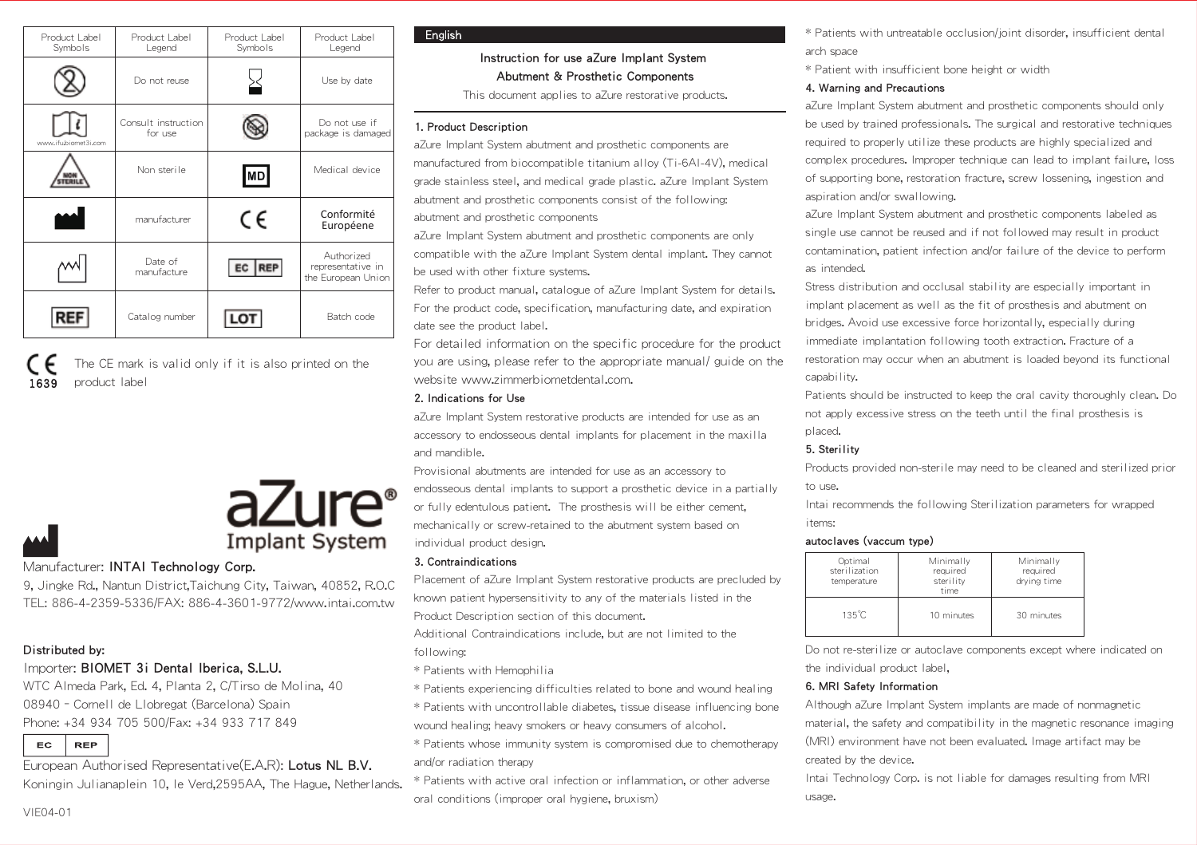| Product Label Symbols | Product Label Legend | Product Label Symbols | Product Label Legend |
|---|---|---|---|
| | Do not reuse | | Use by date |
| www.ifubiomet3i.com | Consult instruction for use | | Do not use if package is damaged |
| NON STERILE | Non sterile | MD | Medical device |
| | manufacturer | CE | Conformité Européene |
| | Date of manufacture | EC REP | Authorized representative in the European Union |
| REF | Catalog number | LOT | Batch code |

CE 1639 The CE mark is valid only if it is also printed on the product label

aZure® Implant System

Manufacturer: **INTAI Technology Corp.**
9, Jingke Rd., Nantun District,Taichung City, Taiwan, 40852, R.O.C
TEL: 886-4-2359-5336/FAX: 886-4-3601-9772/www.intai.com.tw

**Distributed by:**
Importer: **BIOMET 3i Dental Iberica, S.L.U.**
WTC Almeda Park, Ed. 4, Planta 2, C/Tirso de Molina, 40
08940 - Cornell de Llobregat (Barcelona) Spain
Phone: +34 934 705 500/Fax: +34 933 717 849

EC REP
European Authorised Representative(E.A.R): **Lotus NL B.V.**
Koningin Julianaplein 10, le Verd,2595AA, The Hague, Netherlands.

VIE04-01

**English**

## Instruction for use aZure Implant System Abutment & Prosthetic Components

This document applies to aZure restorative products.

### 1. Product Description

aZure Implant System abutment and prosthetic components are manufactured from biocompatible titanium alloy (Ti-6Al-4V), medical grade stainless steel, and medical grade plastic. aZure Implant System abutment and prosthetic components consist of the following: abutment and prosthetic components

aZure Implant System abutment and prosthetic components are only compatible with the aZure Implant System dental implant. They cannot be used with other fixture systems.

Refer to product manual, catalogue of aZure Implant System for details.

For the product code, specification, manufacturing date, and expiration date see the product label.

For detailed information on the specific procedure for the product you are using, please refer to the appropriate manual/ guide on the website www.zimmerbiometdental.com.

### 2. Indications for Use

aZure Implant System restorative products are intended for use as an accessory to endosseous dental implants for placement in the maxilla and mandible.

Provisional abutments are intended for use as an accessory to endosseous dental implants to support a prosthetic device in a partially or fully edentulous patient. The prosthesis will be either cement, mechanically or screw-retained to the abutment system based on individual product design.

### 3. Contraindications

Placement of aZure Implant System restorative products are precluded by known patient hypersensitivity to any of the materials listed in the Product Description section of this document.

Additional Contraindications include, but are not limited to the following:

* Patients with Hemophilia
* Patients experiencing difficulties related to bone and wound healing
* Patients with uncontrollable diabetes, tissue disease influencing bone wound healing; heavy smokers or heavy consumers of alcohol.
* Patients whose immunity system is compromised due to chemotherapy and/or radiation therapy
* Patients with active oral infection or inflammation, or other adverse oral conditions (improper oral hygiene, bruxism)
* Patients with untreatable occlusion/joint disorder, insufficient dental arch space
* Patient with insufficient bone height or width

### 4. Warning and Precautions

aZure Implant System abutment and prosthetic components should only be used by trained professionals. The surgical and restorative techniques required to properly utilize these products are highly specialized and complex procedures. Improper technique can lead to implant failure, loss of supporting bone, restoration fracture, screw lossening, ingestion and aspiration and/or swallowing.

aZure Implant System abutment and prosthetic components labeled as single use cannot be reused and if not followed may result in product contamination, patient infection and/or failure of the device to perform as intended.

Stress distribution and occlusal stability are especially important in implant placement as well as the fit of prosthesis and abutment on bridges. Avoid use excessive force horizontally, especially during immediate implantation following tooth extraction. Fracture of a restoration may occur when an abutment is loaded beyond its functional capability.

Patients should be instructed to keep the oral cavity thoroughly clean. Do not apply excessive stress on the teeth until the final prosthesis is placed.

### 5. Sterility

Products provided non-sterile may need to be cleaned and sterilized prior to use.

Intai recommends the following Sterilization parameters for wrapped items:

**autoclaves (vaccum type)**

| Optimal sterilization temperature | Minimally required sterility time | Minimally required drying time |
|---|---|---|
| 135℃ | 10 minutes | 30 minutes |

Do not re-sterilize or autoclave components except where indicated on the individual product label,

### 6. MRI Safety Information

Although aZure Implant System implants are made of nonmagnetic material, the safety and compatibility in the magnetic resonance imaging (MRI) environment have not been evaluated. Image artifact may be created by the device.

Intai Technology Corp. is not liable for damages resulting from MRI usage.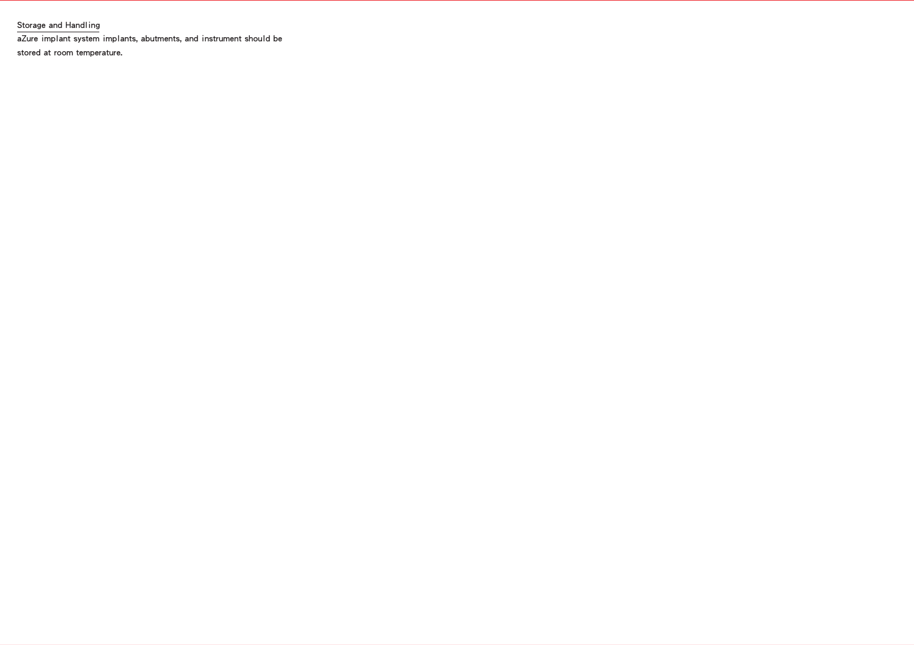## Storage and Handling

aZure implant system implants, abutments, and instrument should be stored at room temperature.